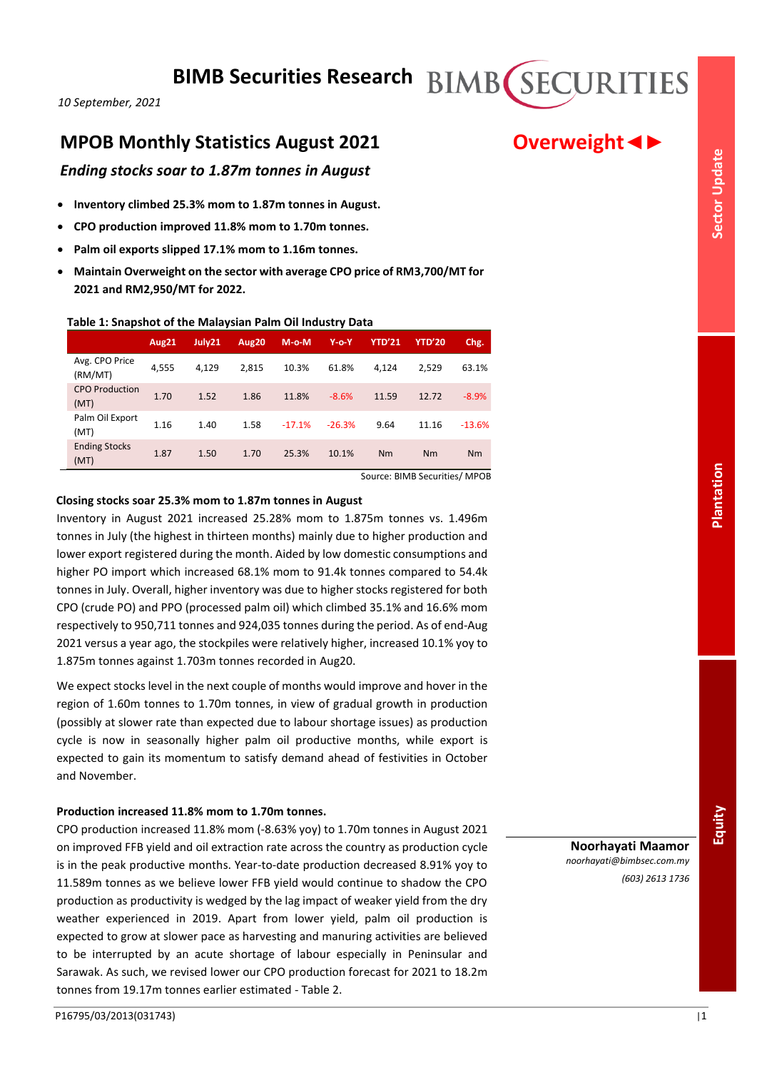# BIMB Securities Research

*10 September, 2021*

## MPOB Monthly Statistics August 2021

**Overweight ◄►**

### *Ending stocks soar to 1.87m tonnes in August*

- **Inventory climbed 25.3% mom to 1.87m tonnes in August.**
- **CPO production improved 11.8% mom to 1.70m tonnes.**
- **Palm oil exports slipped 17.1% mom to 1.16m tonnes.**
- **Maintain Overweight on the sector with average CPO price of RM3,700/MT for 2021 and RM2,950/MT for 2022.**

**Table 1: Snapshot of the Malaysian Palm Oil Industry Data**

| | Aug21 | July21 | Aug20 | M-o-M | Y-o-Y | YTD'21 | YTD'20 | Chg. |
|---|---|---|---|---|---|---|---|---|
| Avg. CPO Price (RM/MT) | 4,555 | 4,129 | 2,815 | 10.3% | 61.8% | 4,124 | 2,529 | 63.1% |
| CPO Production (MT) | 1.70 | 1.52 | 1.86 | 11.8% | -8.6% | 11.59 | 12.72 | -8.9% |
| Palm Oil Export (MT) | 1.16 | 1.40 | 1.58 | -17.1% | -26.3% | 9.64 | 11.16 | -13.6% |
| Ending Stocks (MT) | 1.87 | 1.50 | 1.70 | 25.3% | 10.1% | Nm | Nm | Nm |

Source: BIMB Securities/ MPOB

**Closing stocks soar 25.3% mom to 1.87m tonnes in August**

Inventory in August 2021 increased 25.28% mom to 1.875m tonnes vs. 1.496m tonnes in July (the highest in thirteen months) mainly due to higher production and lower export registered during the month. Aided by low domestic consumptions and higher PO import which increased 68.1% mom to 91.4k tonnes compared to 54.4k tonnes in July. Overall, higher inventory was due to higher stocks registered for both CPO (crude PO) and PPO (processed palm oil) which climbed 35.1% and 16.6% mom respectively to 950,711 tonnes and 924,035 tonnes during the period. As of end-Aug 2021 versus a year ago, the stockpiles were relatively higher, increased 10.1% yoy to 1.875m tonnes against 1.703m tonnes recorded in Aug20.

We expect stocks level in the next couple of months would improve and hover in the region of 1.60m tonnes to 1.70m tonnes, in view of gradual growth in production (possibly at slower rate than expected due to labour shortage issues) as production cycle is now in seasonally higher palm oil productive months, while export is expected to gain its momentum to satisfy demand ahead of festivities in October and November.

**Production increased 11.8% mom to 1.70m tonnes.**

CPO production increased 11.8% mom (-8.63% yoy) to 1.70m tonnes in August 2021 on improved FFB yield and oil extraction rate across the country as production cycle is in the peak productive months. Year-to-date production decreased 8.91% yoy to 11.589m tonnes as we believe lower FFB yield would continue to shadow the CPO production as productivity is wedged by the lag impact of weaker yield from the dry weather experienced in 2019. Apart from lower yield, palm oil production is expected to grow at slower pace as harvesting and manuring activities are believed to be interrupted by an acute shortage of labour especially in Peninsular and Sarawak. As such, we revised lower our CPO production forecast for 2021 to 18.2m tonnes from 19.17m tonnes earlier estimated - Table 2.

**Noorhayati Maamor**
*noorhayati@bimbsec.com.my*
*(603) 2613 1736*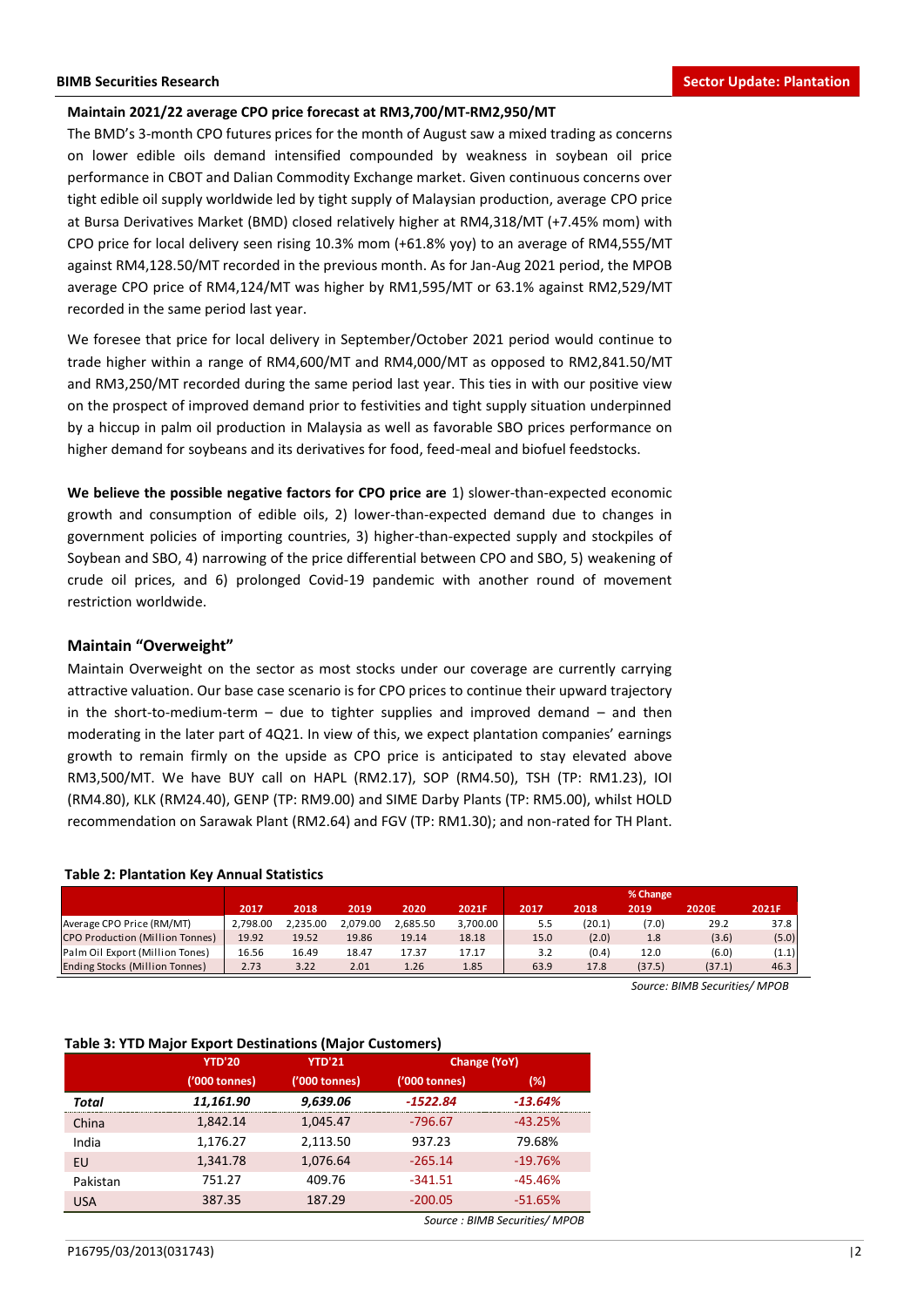**Maintain 2021/22 average CPO price forecast at RM3,700/MT-RM2,950/MT**

The BMD's 3-month CPO futures prices for the month of August saw a mixed trading as concerns on lower edible oils demand intensified compounded by weakness in soybean oil price performance in CBOT and Dalian Commodity Exchange market. Given continuous concerns over tight edible oil supply worldwide led by tight supply of Malaysian production, average CPO price at Bursa Derivatives Market (BMD) closed relatively higher at RM4,318/MT (+7.45% mom) with CPO price for local delivery seen rising 10.3% mom (+61.8% yoy) to an average of RM4,555/MT against RM4,128.50/MT recorded in the previous month. As for Jan-Aug 2021 period, the MPOB average CPO price of RM4,124/MT was higher by RM1,595/MT or 63.1% against RM2,529/MT recorded in the same period last year.

We foresee that price for local delivery in September/October 2021 period would continue to trade higher within a range of RM4,600/MT and RM4,000/MT as opposed to RM2,841.50/MT and RM3,250/MT recorded during the same period last year. This ties in with our positive view on the prospect of improved demand prior to festivities and tight supply situation underpinned by a hiccup in palm oil production in Malaysia as well as favorable SBO prices performance on higher demand for soybeans and its derivatives for food, feed-meal and biofuel feedstocks.

**We believe the possible negative factors for CPO price are** 1) slower-than-expected economic growth and consumption of edible oils, 2) lower-than-expected demand due to changes in government policies of importing countries, 3) higher-than-expected supply and stockpiles of Soybean and SBO, 4) narrowing of the price differential between CPO and SBO, 5) weakening of crude oil prices, and 6) prolonged Covid-19 pandemic with another round of movement restriction worldwide.

## Maintain "Overweight"

Maintain Overweight on the sector as most stocks under our coverage are currently carrying attractive valuation. Our base case scenario is for CPO prices to continue their upward trajectory in the short-to-medium-term – due to tighter supplies and improved demand – and then moderating in the later part of 4Q21. In view of this, we expect plantation companies' earnings growth to remain firmly on the upside as CPO price is anticipated to stay elevated above RM3,500/MT. We have BUY call on HAPL (RM2.17), SOP (RM4.50), TSH (TP: RM1.23), IOI (RM4.80), KLK (RM24.40), GENP (TP: RM9.00) and SIME Darby Plants (TP: RM5.00), whilst HOLD recommendation on Sarawak Plant (RM2.64) and FGV (TP: RM1.30); and non-rated for TH Plant.

**Table 2: Plantation Key Annual Statistics**

| | | | | | | % Change | | | | |
|---|---|---|---|---|---|---|---|---|---|---|
| | 2017 | 2018 | 2019 | 2020 | 2021F | 2017 | 2018 | 2019 | 2020E | 2021F |
| Average CPO Price (RM/MT) | 2,798.00 | 2,235.00 | 2,079.00 | 2,685.50 | 3,700.00 | 5.5 | (20.1) | (7.0) | 29.2 | 37.8 |
| CPO Production (Million Tonnes) | 19.92 | 19.52 | 19.86 | 19.14 | 18.18 | 15.0 | (2.0) | 1.8 | (3.6) | (5.0) |
| Palm Oil Export (Million Tones) | 16.56 | 16.49 | 18.47 | 17.37 | 17.17 | 3.2 | (0.4) | 12.0 | (6.0) | (1.1) |
| Ending Stocks (Million Tonnes) | 2.73 | 3.22 | 2.01 | 1.26 | 1.85 | 63.9 | 17.8 | (37.5) | (37.1) | 46.3 |

*Source: BIMB Securities/ MPOB*

**Table 3: YTD Major Export Destinations (Major Customers)**

| | YTD'20 | YTD'21 | Change (YoY) | |
|---|---|---|---|---|
| | ('000 tonnes) | ('000 tonnes) | ('000 tonnes) | (%) |
| ***Total*** | ***11,161.90*** | ***9,639.06*** | ***-1522.84*** | ***-13.64%*** |
| China | 1,842.14 | 1,045.47 | -796.67 | -43.25% |
| India | 1,176.27 | 2,113.50 | 937.23 | 79.68% |
| EU | 1,341.78 | 1,076.64 | -265.14 | -19.76% |
| Pakistan | 751.27 | 409.76 | -341.51 | -45.46% |
| USA | 387.35 | 187.29 | -200.05 | -51.65% |

*Source : BIMB Securities/ MPOB*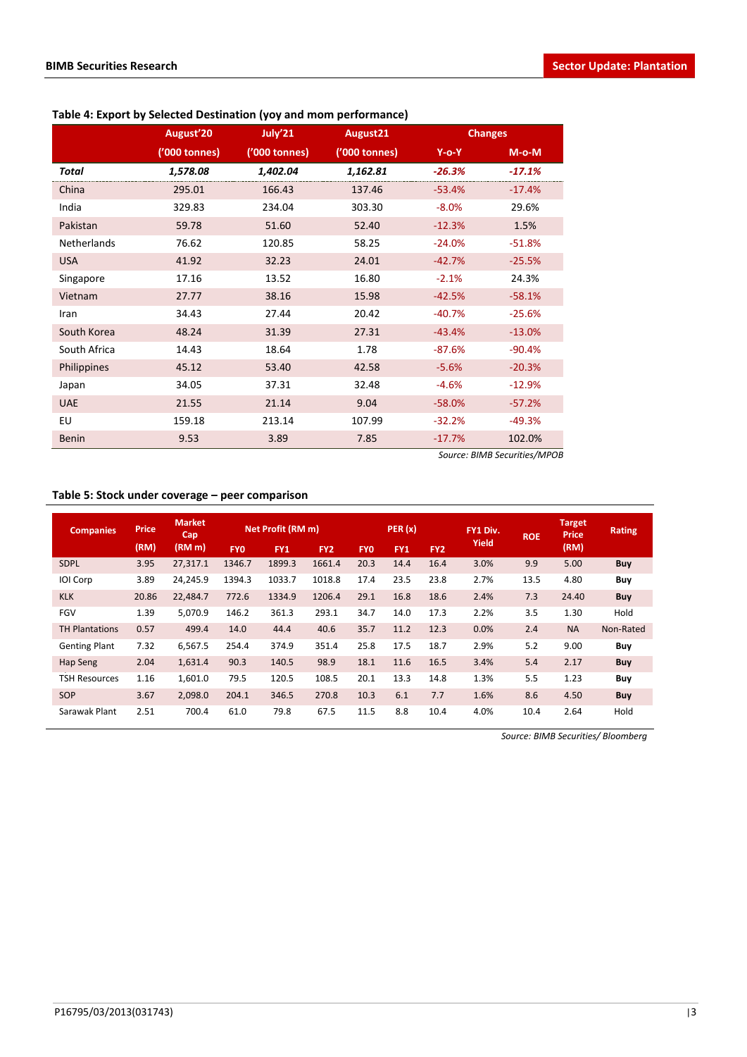**Table 4: Export by Selected Destination (yoy and mom performance)**

| | August'20 | July'21 | August21 | Changes | |
|---|---|---|---|---|---|
| | ('000 tonnes) | ('000 tonnes) | ('000 tonnes) | Y-o-Y | M-o-M |
| ***Total*** | ***1,578.08*** | ***1,402.04*** | ***1,162.81*** | ***-26.3%*** | ***-17.1%*** |
| China | 295.01 | 166.43 | 137.46 | -53.4% | -17.4% |
| India | 329.83 | 234.04 | 303.30 | -8.0% | 29.6% |
| Pakistan | 59.78 | 51.60 | 52.40 | -12.3% | 1.5% |
| Netherlands | 76.62 | 120.85 | 58.25 | -24.0% | -51.8% |
| USA | 41.92 | 32.23 | 24.01 | -42.7% | -25.5% |
| Singapore | 17.16 | 13.52 | 16.80 | -2.1% | 24.3% |
| Vietnam | 27.77 | 38.16 | 15.98 | -42.5% | -58.1% |
| Iran | 34.43 | 27.44 | 20.42 | -40.7% | -25.6% |
| South Korea | 48.24 | 31.39 | 27.31 | -43.4% | -13.0% |
| South Africa | 14.43 | 18.64 | 1.78 | -87.6% | -90.4% |
| Philippines | 45.12 | 53.40 | 42.58 | -5.6% | -20.3% |
| Japan | 34.05 | 37.31 | 32.48 | -4.6% | -12.9% |
| UAE | 21.55 | 21.14 | 9.04 | -58.0% | -57.2% |
| EU | 159.18 | 213.14 | 107.99 | -32.2% | -49.3% |
| Benin | 9.53 | 3.89 | 7.85 | -17.7% | 102.0% |

*Source: BIMB Securities/MPOB*

**Table 5: Stock under coverage – peer comparison**

| Companies | Price (RM) | Market Cap (RM m) | Net Profit (RM m) | | | PER (x) | | | FY1 Div. Yield | ROE | Target Price (RM) | Rating |
|---|---|---|---|---|---|---|---|---|---|---|---|---|
| | | | FY0 | FY1 | FY2 | FY0 | FY1 | FY2 | | | | |
| SDPL | 3.95 | 27,317.1 | 1346.7 | 1899.3 | 1661.4 | 20.3 | 14.4 | 16.4 | 3.0% | 9.9 | 5.00 | **Buy** |
| IOI Corp | 3.89 | 24,245.9 | 1394.3 | 1033.7 | 1018.8 | 17.4 | 23.5 | 23.8 | 2.7% | 13.5 | 4.80 | **Buy** |
| KLK | 20.86 | 22,484.7 | 772.6 | 1334.9 | 1206.4 | 29.1 | 16.8 | 18.6 | 2.4% | 7.3 | 24.40 | **Buy** |
| FGV | 1.39 | 5,070.9 | 146.2 | 361.3 | 293.1 | 34.7 | 14.0 | 17.3 | 2.2% | 3.5 | 1.30 | Hold |
| TH Plantations | 0.57 | 499.4 | 14.0 | 44.4 | 40.6 | 35.7 | 11.2 | 12.3 | 0.0% | 2.4 | NA | Non-Rated |
| Genting Plant | 7.32 | 6,567.5 | 254.4 | 374.9 | 351.4 | 25.8 | 17.5 | 18.7 | 2.9% | 5.2 | 9.00 | **Buy** |
| Hap Seng | 2.04 | 1,631.4 | 90.3 | 140.5 | 98.9 | 18.1 | 11.6 | 16.5 | 3.4% | 5.4 | 2.17 | **Buy** |
| TSH Resources | 1.16 | 1,601.0 | 79.5 | 120.5 | 108.5 | 20.1 | 13.3 | 14.8 | 1.3% | 5.5 | 1.23 | **Buy** |
| SOP | 3.67 | 2,098.0 | 204.1 | 346.5 | 270.8 | 10.3 | 6.1 | 7.7 | 1.6% | 8.6 | 4.50 | **Buy** |
| Sarawak Plant | 2.51 | 700.4 | 61.0 | 79.8 | 67.5 | 11.5 | 8.8 | 10.4 | 4.0% | 10.4 | 2.64 | Hold |

*Source: BIMB Securities/ Bloomberg*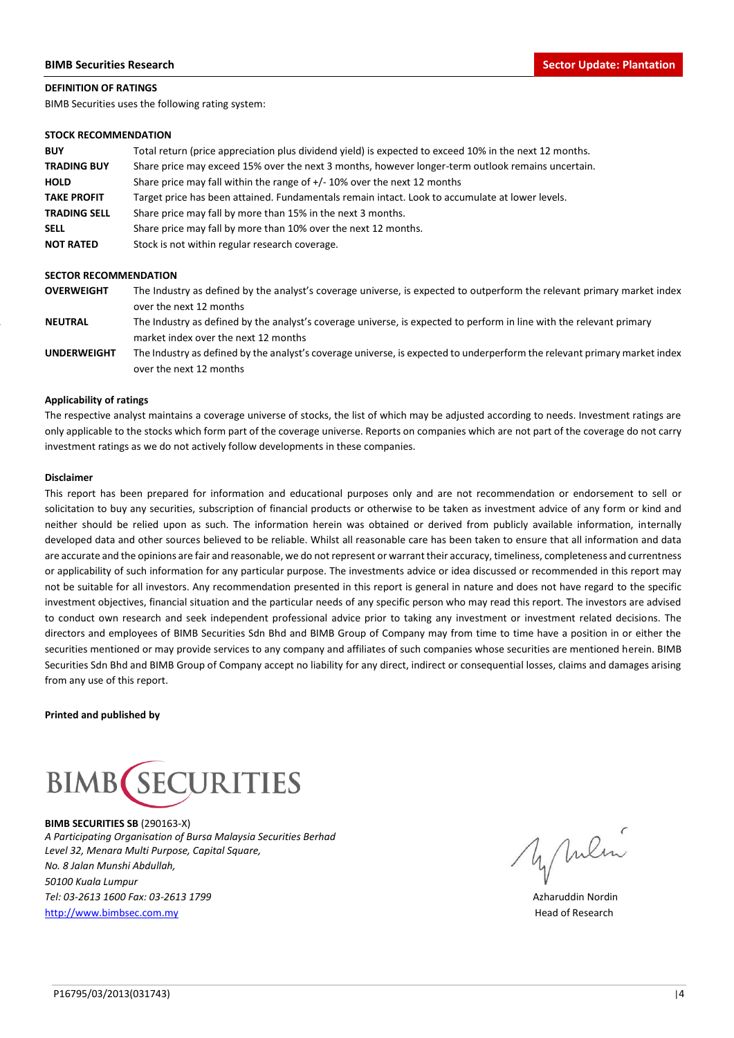**DEFINITION OF RATINGS**

BIMB Securities uses the following rating system:

**STOCK RECOMMENDATION**

| | |
|---|---|
| **BUY** | Total return (price appreciation plus dividend yield) is expected to exceed 10% in the next 12 months. |
| **TRADING BUY** | Share price may exceed 15% over the next 3 months, however longer-term outlook remains uncertain. |
| **HOLD** | Share price may fall within the range of +/- 10% over the next 12 months |
| **TAKE PROFIT** | Target price has been attained. Fundamentals remain intact. Look to accumulate at lower levels. |
| **TRADING SELL** | Share price may fall by more than 15% in the next 3 months. |
| **SELL** | Share price may fall by more than 10% over the next 12 months. |
| **NOT RATED** | Stock is not within regular research coverage. |

**SECTOR RECOMMENDATION**

| | |
|---|---|
| **OVERWEIGHT** | The Industry as defined by the analyst's coverage universe, is expected to outperform the relevant primary market index over the next 12 months |
| **NEUTRAL** | The Industry as defined by the analyst's coverage universe, is expected to perform in line with the relevant primary market index over the next 12 months |
| **UNDERWEIGHT** | The Industry as defined by the analyst's coverage universe, is expected to underperform the relevant primary market index over the next 12 months |

**Applicability of ratings**

The respective analyst maintains a coverage universe of stocks, the list of which may be adjusted according to needs. Investment ratings are only applicable to the stocks which form part of the coverage universe. Reports on companies which are not part of the coverage do not carry investment ratings as we do not actively follow developments in these companies.

**Disclaimer**

This report has been prepared for information and educational purposes only and are not recommendation or endorsement to sell or solicitation to buy any securities, subscription of financial products or otherwise to be taken as investment advice of any form or kind and neither should be relied upon as such. The information herein was obtained or derived from publicly available information, internally developed data and other sources believed to be reliable. Whilst all reasonable care has been taken to ensure that all information and data are accurate and the opinions are fair and reasonable, we do not represent or warrant their accuracy, timeliness, completeness and currentness or applicability of such information for any particular purpose. The investments advice or idea discussed or recommended in this report may not be suitable for all investors. Any recommendation presented in this report is general in nature and does not have regard to the specific investment objectives, financial situation and the particular needs of any specific person who may read this report. The investors are advised to conduct own research and seek independent professional advice prior to taking any investment or investment related decisions. The directors and employees of BIMB Securities Sdn Bhd and BIMB Group of Company may from time to time have a position in or either the securities mentioned or may provide services to any company and affiliates of such companies whose securities are mentioned herein. BIMB Securities Sdn Bhd and BIMB Group of Company accept no liability for any direct, indirect or consequential losses, claims and damages arising from any use of this report.

**Printed and published by**

BIMB SECURITIES

**BIMB SECURITIES SB** (290163-X)
*A Participating Organisation of Bursa Malaysia Securities Berhad*
*Level 32, Menara Multi Purpose, Capital Square,*
*No. 8 Jalan Munshi Abdullah,*
*50100 Kuala Lumpur*
*Tel: 03-2613 1600 Fax: 03-2613 1799*
http://www.bimbsec.com.my

Azharuddin Nordin
Head of Research

P16795/03/2013(031743)